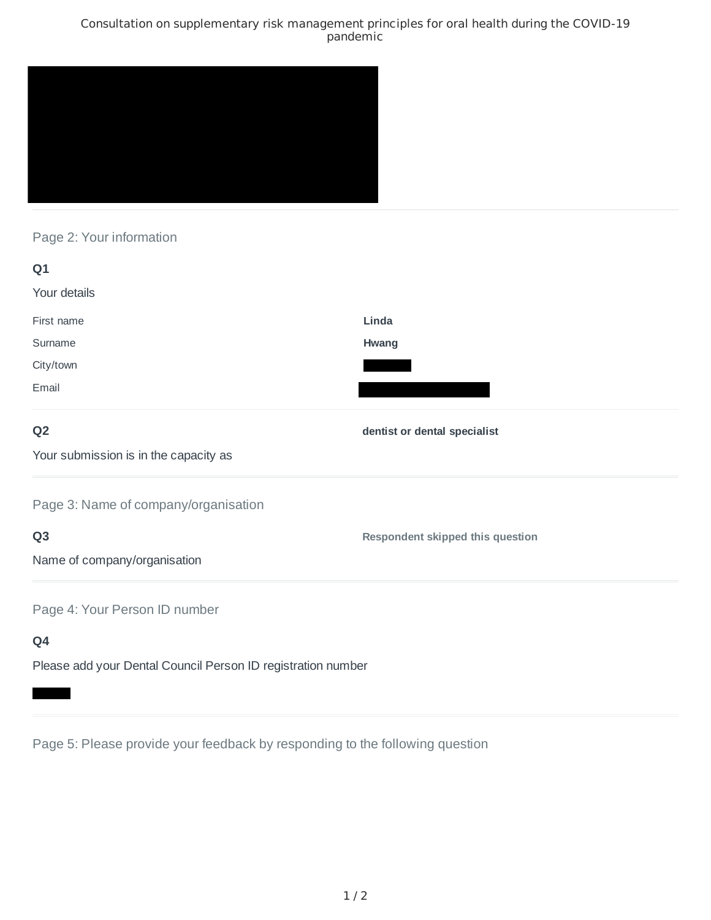## Page 2: Your information

**Q1**

Your details

| | |
|---|---|
| First name | **Linda** |
| Surname | **Hwang** |
| City/town | |
| Email | |

**Q2**

Your submission is in the capacity as

**dentist or dental specialist**

## Page 3: Name of company/organisation

**Q3**

Name of company/organisation

**Respondent skipped this question**

## Page 4: Your Person ID number

**Q4**

Please add your Dental Council Person ID registration number

## Page 5: Please provide your feedback by responding to the following question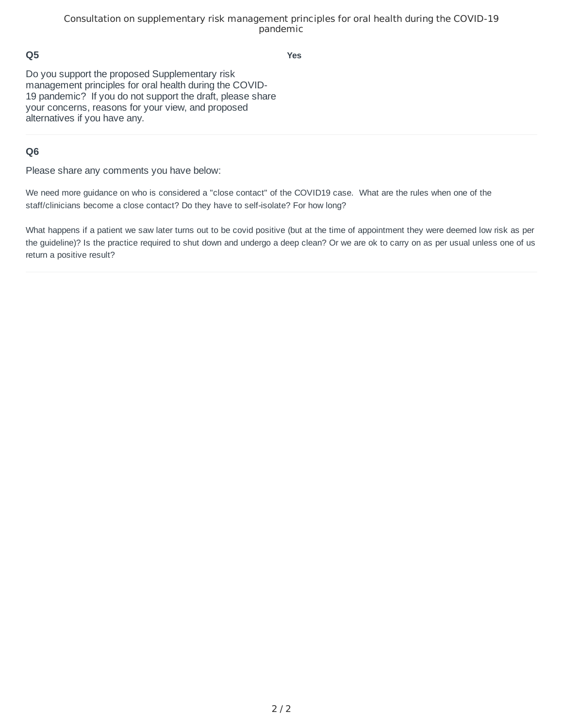## Q5

Do you support the proposed Supplementary risk management principles for oral health during the COVID-19 pandemic? If you do not support the draft, please share your concerns, reasons for your view, and proposed alternatives if you have any.

**Yes**

## Q6

Please share any comments you have below:

We need more guidance on who is considered a "close contact" of the COVID19 case. What are the rules when one of the staff/clinicians become a close contact? Do they have to self-isolate? For how long?

What happens if a patient we saw later turns out to be covid positive (but at the time of appointment they were deemed low risk as per the guideline)? Is the practice required to shut down and undergo a deep clean? Or we are ok to carry on as per usual unless one of us return a positive result?